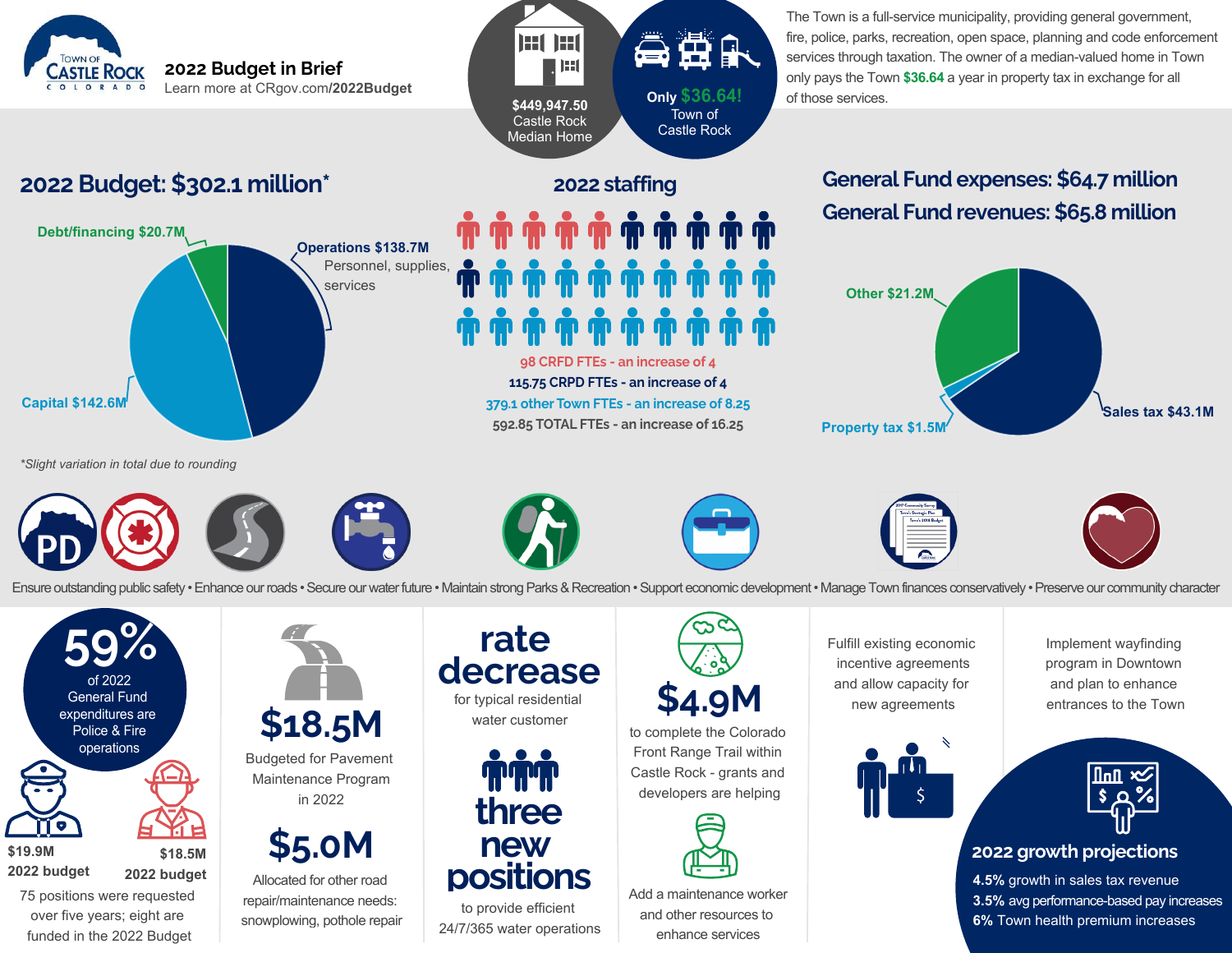Town of Castle Rock Colorado

# 2022 Budget in Brief

Learn more at CRgov.com/**2022Budget**

**$449,947.50**
Castle Rock Median Home

**Only $36.64!**
Town of Castle Rock

The Town is a full-service municipality, providing general government, fire, police, parks, recreation, open space, planning and code enforcement services through taxation. The owner of a median-valued home in Town only pays the Town **$36.64** a year in property tax in exchange for all of those services.

## 2022 Budget: $302.1 million*

- Debt/financing $20.7M
- Operations $138.7M — Personnel, supplies, services
- Capital $142.6M

*Slight variation in total due to rounding*

## 2022 staffing

- 98 CRFD FTEs - an increase of 4
- 115.75 CRPD FTEs - an increase of 4
- 379.1 other Town FTEs - an increase of 8.25
- 592.85 TOTAL FTEs - an increase of 16.25

## General Fund expenses: $64.7 million

## General Fund revenues: $65.8 million

- Other $21.2M
- Sales tax $43.1M
- Property tax $1.5M

Ensure outstanding public safety • Enhance our roads • Secure our water future • Maintain strong Parks & Recreation • Support economic development • Manage Town finances conservatively • Preserve our community character

**59%** of 2022 General Fund expenditures are Police & Fire operations

**$19.9M** 2022 budget

**$18.5M** 2022 budget

75 positions were requested over five years; eight are funded in the 2022 Budget

**$18.5M**
Budgeted for Pavement Maintenance Program in 2022

**$5.0M**
Allocated for other road repair/maintenance needs: snowplowing, pothole repair

**rate decrease**
for typical residential water customer

**three new positions**
to provide efficient 24/7/365 water operations

**$4.9M**
to complete the Colorado Front Range Trail within Castle Rock - grants and developers are helping

Add a maintenance worker and other resources to enhance services

Fulfill existing economic incentive agreements and allow capacity for new agreements

Implement wayfinding program in Downtown and plan to enhance entrances to the Town

### 2022 growth projections

- **4.5%** growth in sales tax revenue
- **3.5%** avg performance-based pay increases
- **6%** Town health premium increases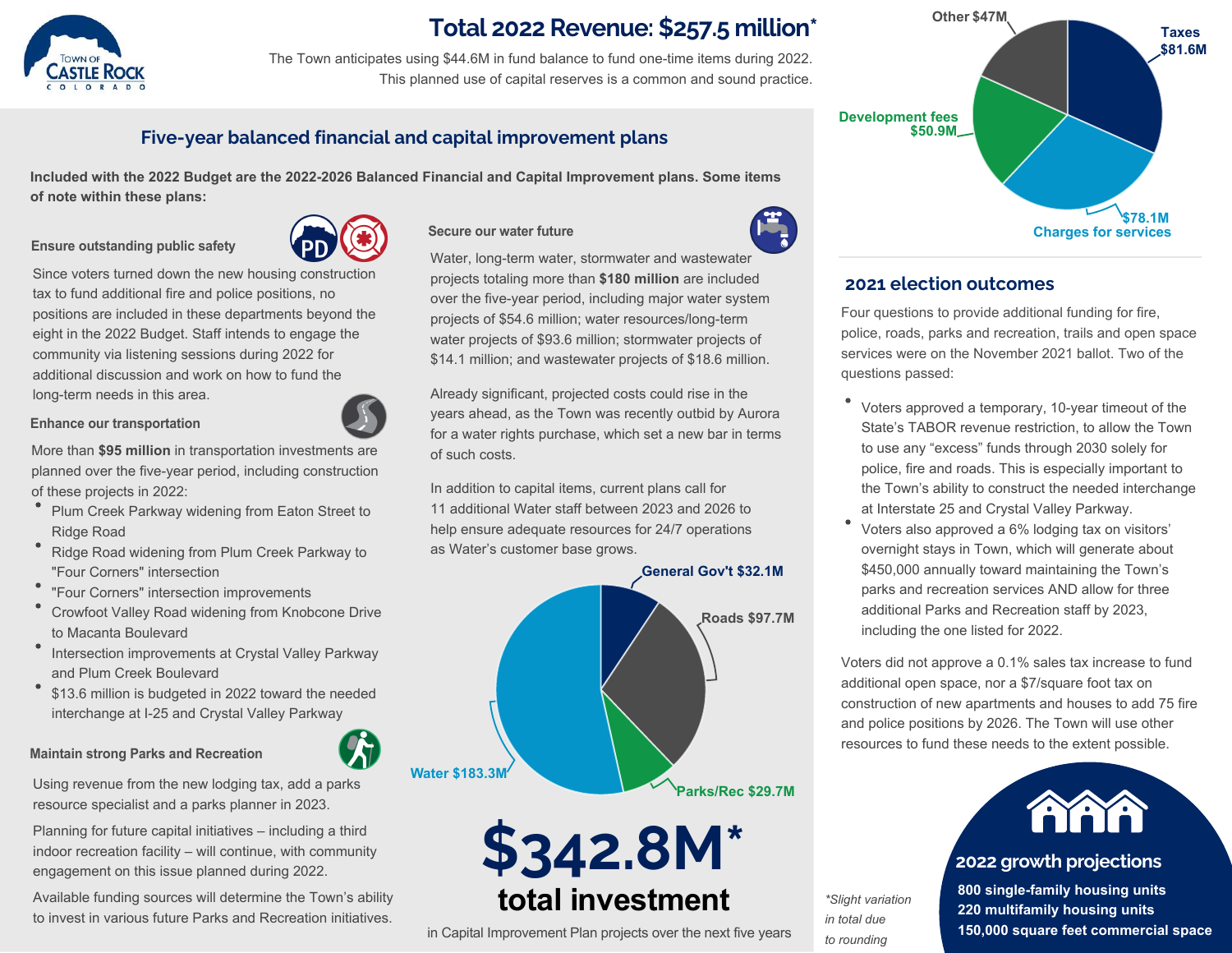Town of CASTLE ROCK COLORADO

# Total 2022 Revenue: $257.5 million*

The Town anticipates using $44.6M in fund balance to fund one-time items during 2022. This planned use of capital reserves is a common and sound practice.

Other $47M
Taxes $81.6M
Development fees $50.9M
$78.1M Charges for services

## Five-year balanced financial and capital improvement plans

**Included with the 2022 Budget are the 2022-2026 Balanced Financial and Capital Improvement plans. Some items of note within these plans:**

### Ensure outstanding public safety

Since voters turned down the new housing construction tax to fund additional fire and police positions, no positions are included in these departments beyond the eight in the 2022 Budget. Staff intends to engage the community via listening sessions during 2022 for additional discussion and work on how to fund the long-term needs in this area.

### Enhance our transportation

More than **$95 million** in transportation investments are planned over the five-year period, including construction of these projects in 2022:

- Plum Creek Parkway widening from Eaton Street to Ridge Road
- Ridge Road widening from Plum Creek Parkway to "Four Corners" intersection
- "Four Corners" intersection improvements
- Crowfoot Valley Road widening from Knobcone Drive to Macanta Boulevard
- Intersection improvements at Crystal Valley Parkway and Plum Creek Boulevard
- $13.6 million is budgeted in 2022 toward the needed interchange at I-25 and Crystal Valley Parkway

### Maintain strong Parks and Recreation

Using revenue from the new lodging tax, add a parks resource specialist and a parks planner in 2023.

Planning for future capital initiatives – including a third indoor recreation facility – will continue, with community engagement on this issue planned during 2022.

Available funding sources will determine the Town's ability to invest in various future Parks and Recreation initiatives.

### Secure our water future

Water, long-term water, stormwater and wastewater projects totaling more than **$180 million** are included over the five-year period, including major water system projects of $54.6 million; water resources/long-term water projects of $93.6 million; stormwater projects of $14.1 million; and wastewater projects of $18.6 million.

Already significant, projected costs could rise in the years ahead, as the Town was recently outbid by Aurora for a water rights purchase, which set a new bar in terms of such costs.

In addition to capital items, current plans call for 11 additional Water staff between 2023 and 2026 to help ensure adequate resources for 24/7 operations as Water's customer base grows.

General Gov't $32.1M
Roads $97.7M
Water $183.3M
Parks/Rec $29.7M

**$342.8M***
**total investment**
in Capital Improvement Plan projects over the next five years

## 2021 election outcomes

Four questions to provide additional funding for fire, police, roads, parks and recreation, trails and open space services were on the November 2021 ballot. Two of the questions passed:

- Voters approved a temporary, 10-year timeout of the State's TABOR revenue restriction, to allow the Town to use any "excess" funds through 2030 solely for police, fire and roads. This is especially important to the Town's ability to construct the needed interchange at Interstate 25 and Crystal Valley Parkway.
- Voters also approved a 6% lodging tax on visitors' overnight stays in Town, which will generate about $450,000 annually toward maintaining the Town's parks and recreation services AND allow for three additional Parks and Recreation staff by 2023, including the one listed for 2022.

Voters did not approve a 0.1% sales tax increase to fund additional open space, nor a $7/square foot tax on construction of new apartments and houses to add 75 fire and police positions by 2026. The Town will use other resources to fund these needs to the extent possible.

*\*Slight variation in total due to rounding*

### 2022 growth projections

**800 single-family housing units**
**220 multifamily housing units**
**150,000 square feet commercial space**